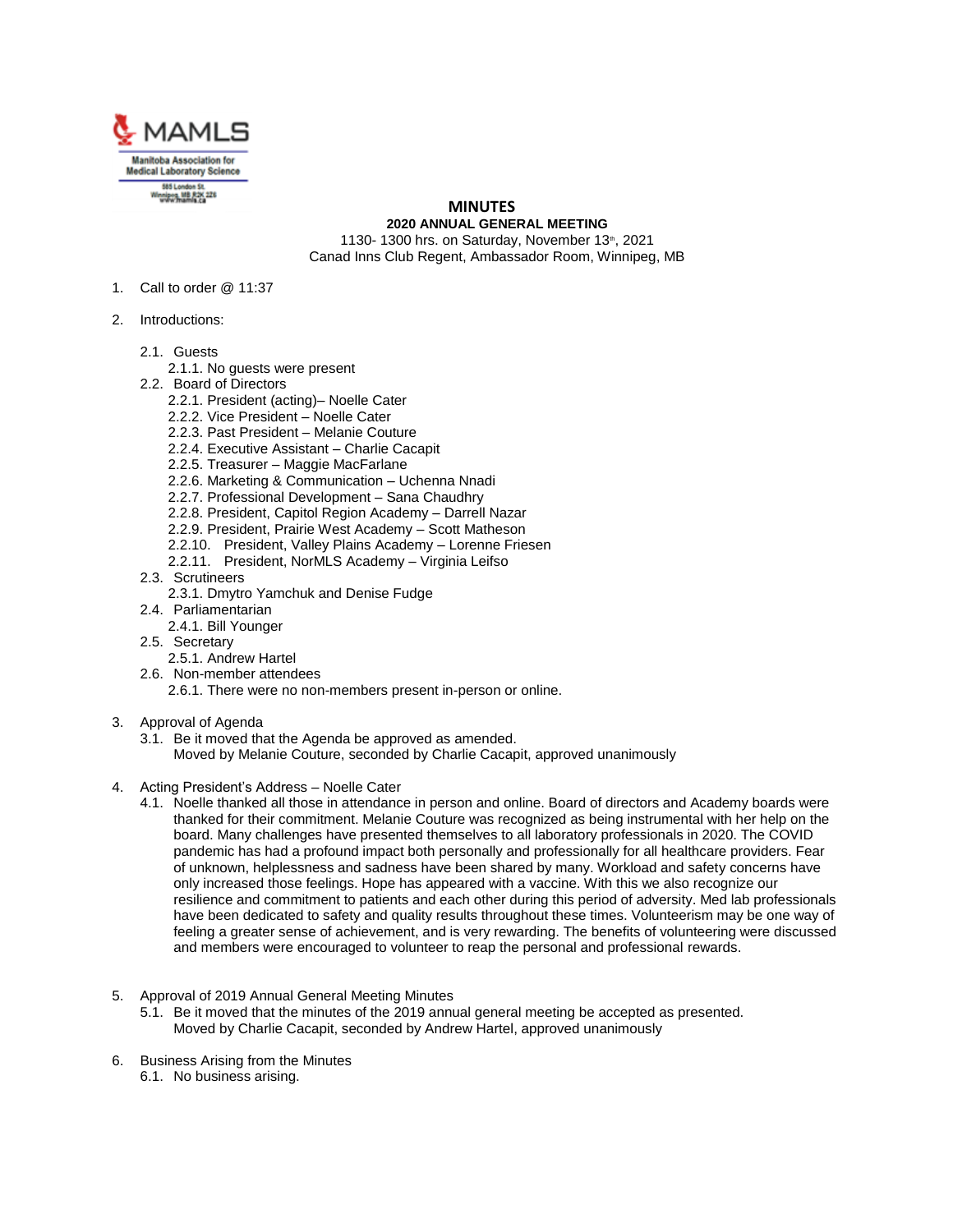MAMLS

Manitoba Association for Medical Laboratory Science

585 London St.
Winnipeg, MB R2K 2Z6
www.mamls.ca

# MINUTES

## 2020 ANNUAL GENERAL MEETING

1130- 1300 hrs. on Saturday, November 13th, 2021
Canad Inns Club Regent, Ambassador Room, Winnipeg, MB

1. Call to order @ 11:37

2. Introductions:

   2.1. Guests
      2.1.1. No guests were present
   2.2. Board of Directors
      2.2.1. President (acting)– Noelle Cater
      2.2.2. Vice President – Noelle Cater
      2.2.3. Past President – Melanie Couture
      2.2.4. Executive Assistant – Charlie Cacapit
      2.2.5. Treasurer – Maggie MacFarlane
      2.2.6. Marketing & Communication – Uchenna Nnadi
      2.2.7. Professional Development – Sana Chaudhry
      2.2.8. President, Capitol Region Academy – Darrell Nazar
      2.2.9. President, Prairie West Academy – Scott Matheson
      2.2.10. President, Valley Plains Academy – Lorenne Friesen
      2.2.11. President, NorMLS Academy – Virginia Leifso
   2.3. Scrutineers
      2.3.1. Dmytro Yamchuk and Denise Fudge
   2.4. Parliamentarian
      2.4.1. Bill Younger
   2.5. Secretary
      2.5.1. Andrew Hartel
   2.6. Non-member attendees
      2.6.1. There were no non-members present in-person or online.

3. Approval of Agenda
   3.1. Be it moved that the Agenda be approved as amended.
   Moved by Melanie Couture, seconded by Charlie Cacapit, approved unanimously

4. Acting President's Address – Noelle Cater
   4.1. Noelle thanked all those in attendance in person and online. Board of directors and Academy boards were thanked for their commitment. Melanie Couture was recognized as being instrumental with her help on the board. Many challenges have presented themselves to all laboratory professionals in 2020. The COVID pandemic has had a profound impact both personally and professionally for all healthcare providers. Fear of unknown, helplessness and sadness have been shared by many. Workload and safety concerns have only increased those feelings. Hope has appeared with a vaccine. With this we also recognize our resilience and commitment to patients and each other during this period of adversity. Med lab professionals have been dedicated to safety and quality results throughout these times. Volunteerism may be one way of feeling a greater sense of achievement, and is very rewarding. The benefits of volunteering were discussed and members were encouraged to volunteer to reap the personal and professional rewards.

5. Approval of 2019 Annual General Meeting Minutes
   5.1. Be it moved that the minutes of the 2019 annual general meeting be accepted as presented.
   Moved by Charlie Cacapit, seconded by Andrew Hartel, approved unanimously

6. Business Arising from the Minutes
   6.1. No business arising.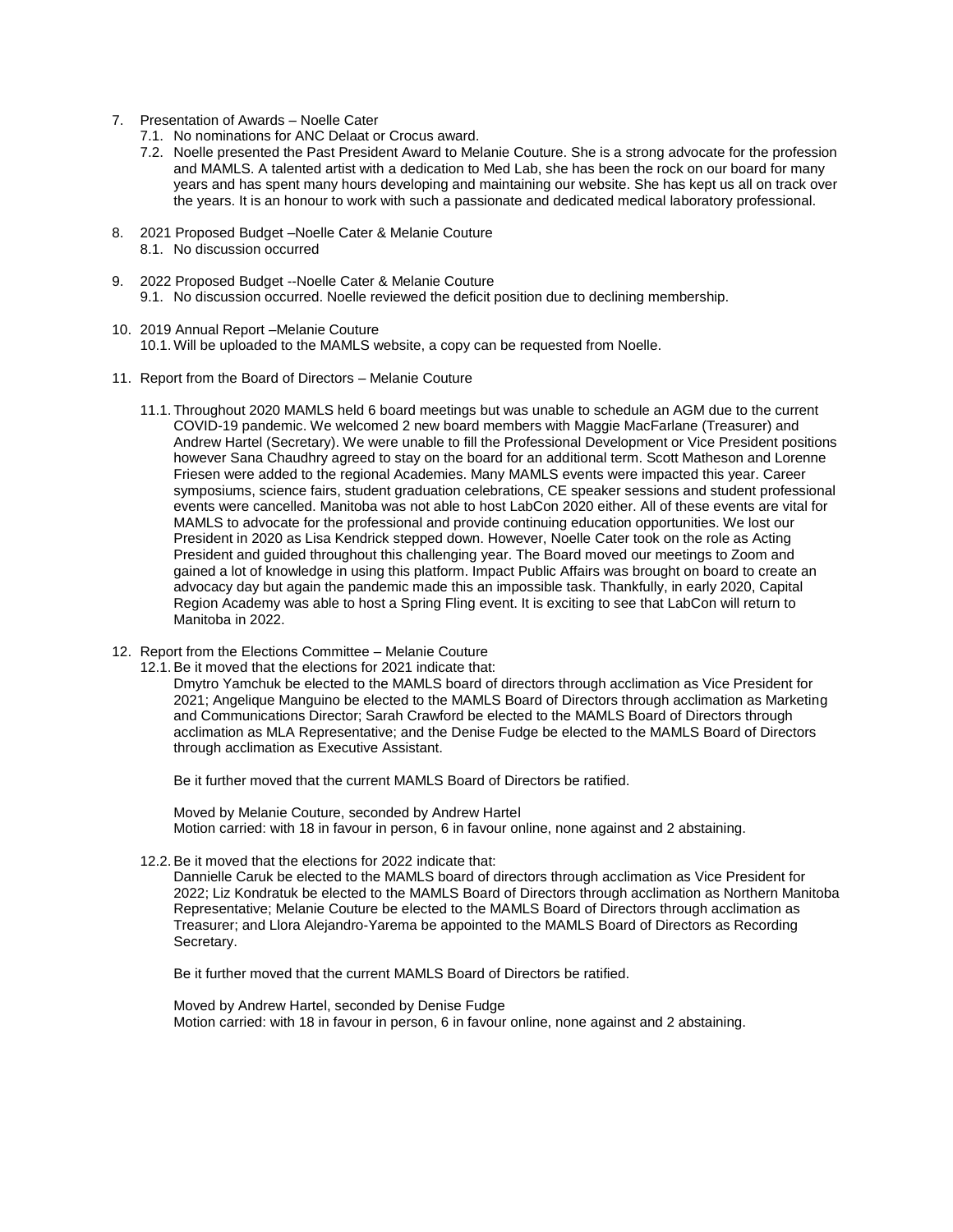7. Presentation of Awards – Noelle Cater
   7.1. No nominations for ANC Delaat or Crocus award.
   7.2. Noelle presented the Past President Award to Melanie Couture. She is a strong advocate for the profession and MAMLS. A talented artist with a dedication to Med Lab, she has been the rock on our board for many years and has spent many hours developing and maintaining our website. She has kept us all on track over the years. It is an honour to work with such a passionate and dedicated medical laboratory professional.

8. 2021 Proposed Budget –Noelle Cater & Melanie Couture
   8.1. No discussion occurred

9. 2022 Proposed Budget --Noelle Cater & Melanie Couture
   9.1. No discussion occurred. Noelle reviewed the deficit position due to declining membership.

10. 2019 Annual Report –Melanie Couture
    10.1. Will be uploaded to the MAMLS website, a copy can be requested from Noelle.

11. Report from the Board of Directors – Melanie Couture

    11.1. Throughout 2020 MAMLS held 6 board meetings but was unable to schedule an AGM due to the current COVID-19 pandemic. We welcomed 2 new board members with Maggie MacFarlane (Treasurer) and Andrew Hartel (Secretary). We were unable to fill the Professional Development or Vice President positions however Sana Chaudhry agreed to stay on the board for an additional term. Scott Matheson and Lorenne Friesen were added to the regional Academies. Many MAMLS events were impacted this year. Career symposiums, science fairs, student graduation celebrations, CE speaker sessions and student professional events were cancelled. Manitoba was not able to host LabCon 2020 either. All of these events are vital for MAMLS to advocate for the professional and provide continuing education opportunities. We lost our President in 2020 as Lisa Kendrick stepped down. However, Noelle Cater took on the role as Acting President and guided throughout this challenging year. The Board moved our meetings to Zoom and gained a lot of knowledge in using this platform. Impact Public Affairs was brought on board to create an advocacy day but again the pandemic made this an impossible task. Thankfully, in early 2020, Capital Region Academy was able to host a Spring Fling event. It is exciting to see that LabCon will return to Manitoba in 2022.

12. Report from the Elections Committee – Melanie Couture
    12.1. Be it moved that the elections for 2021 indicate that:
    Dmytro Yamchuk be elected to the MAMLS board of directors through acclimation as Vice President for 2021; Angelique Manguino be elected to the MAMLS Board of Directors through acclimation as Marketing and Communications Director; Sarah Crawford be elected to the MAMLS Board of Directors through acclimation as MLA Representative; and the Denise Fudge be elected to the MAMLS Board of Directors through acclimation as Executive Assistant.

    Be it further moved that the current MAMLS Board of Directors be ratified.

    Moved by Melanie Couture, seconded by Andrew Hartel
    Motion carried: with 18 in favour in person, 6 in favour online, none against and 2 abstaining.

    12.2. Be it moved that the elections for 2022 indicate that:
    Dannielle Caruk be elected to the MAMLS board of directors through acclimation as Vice President for 2022; Liz Kondratuk be elected to the MAMLS Board of Directors through acclimation as Northern Manitoba Representative; Melanie Couture be elected to the MAMLS Board of Directors through acclimation as Treasurer; and Llora Alejandro-Yarema be appointed to the MAMLS Board of Directors as Recording Secretary.

    Be it further moved that the current MAMLS Board of Directors be ratified.

    Moved by Andrew Hartel, seconded by Denise Fudge
    Motion carried: with 18 in favour in person, 6 in favour online, none against and 2 abstaining.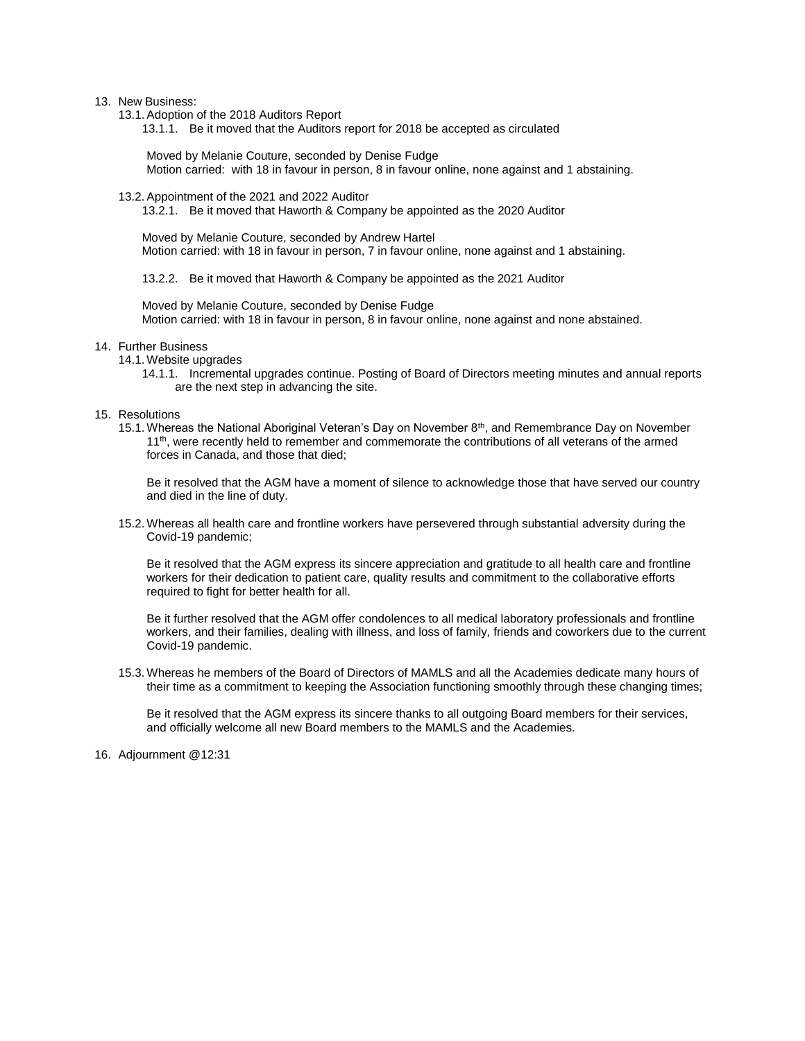13. New Business:
    13.1. Adoption of the 2018 Auditors Report
        13.1.1. Be it moved that the Auditors report for 2018 be accepted as circulated

        Moved by Melanie Couture, seconded by Denise Fudge
        Motion carried: with 18 in favour in person, 8 in favour online, none against and 1 abstaining.

    13.2. Appointment of the 2021 and 2022 Auditor
        13.2.1. Be it moved that Haworth & Company be appointed as the 2020 Auditor

        Moved by Melanie Couture, seconded by Andrew Hartel
        Motion carried: with 18 in favour in person, 7 in favour online, none against and 1 abstaining.

        13.2.2. Be it moved that Haworth & Company be appointed as the 2021 Auditor

        Moved by Melanie Couture, seconded by Denise Fudge
        Motion carried: with 18 in favour in person, 8 in favour online, none against and none abstained.

14. Further Business
    14.1. Website upgrades
        14.1.1. Incremental upgrades continue. Posting of Board of Directors meeting minutes and annual reports are the next step in advancing the site.

15. Resolutions
    15.1. Whereas the National Aboriginal Veteran's Day on November 8th, and Remembrance Day on November 11th, were recently held to remember and commemorate the contributions of all veterans of the armed forces in Canada, and those that died;

        Be it resolved that the AGM have a moment of silence to acknowledge those that have served our country and died in the line of duty.

    15.2. Whereas all health care and frontline workers have persevered through substantial adversity during the Covid-19 pandemic;

        Be it resolved that the AGM express its sincere appreciation and gratitude to all health care and frontline workers for their dedication to patient care, quality results and commitment to the collaborative efforts required to fight for better health for all.

        Be it further resolved that the AGM offer condolences to all medical laboratory professionals and frontline workers, and their families, dealing with illness, and loss of family, friends and coworkers due to the current Covid-19 pandemic.

    15.3. Whereas he members of the Board of Directors of MAMLS and all the Academies dedicate many hours of their time as a commitment to keeping the Association functioning smoothly through these changing times;

        Be it resolved that the AGM express its sincere thanks to all outgoing Board members for their services, and officially welcome all new Board members to the MAMLS and the Academies.

16. Adjournment @12:31